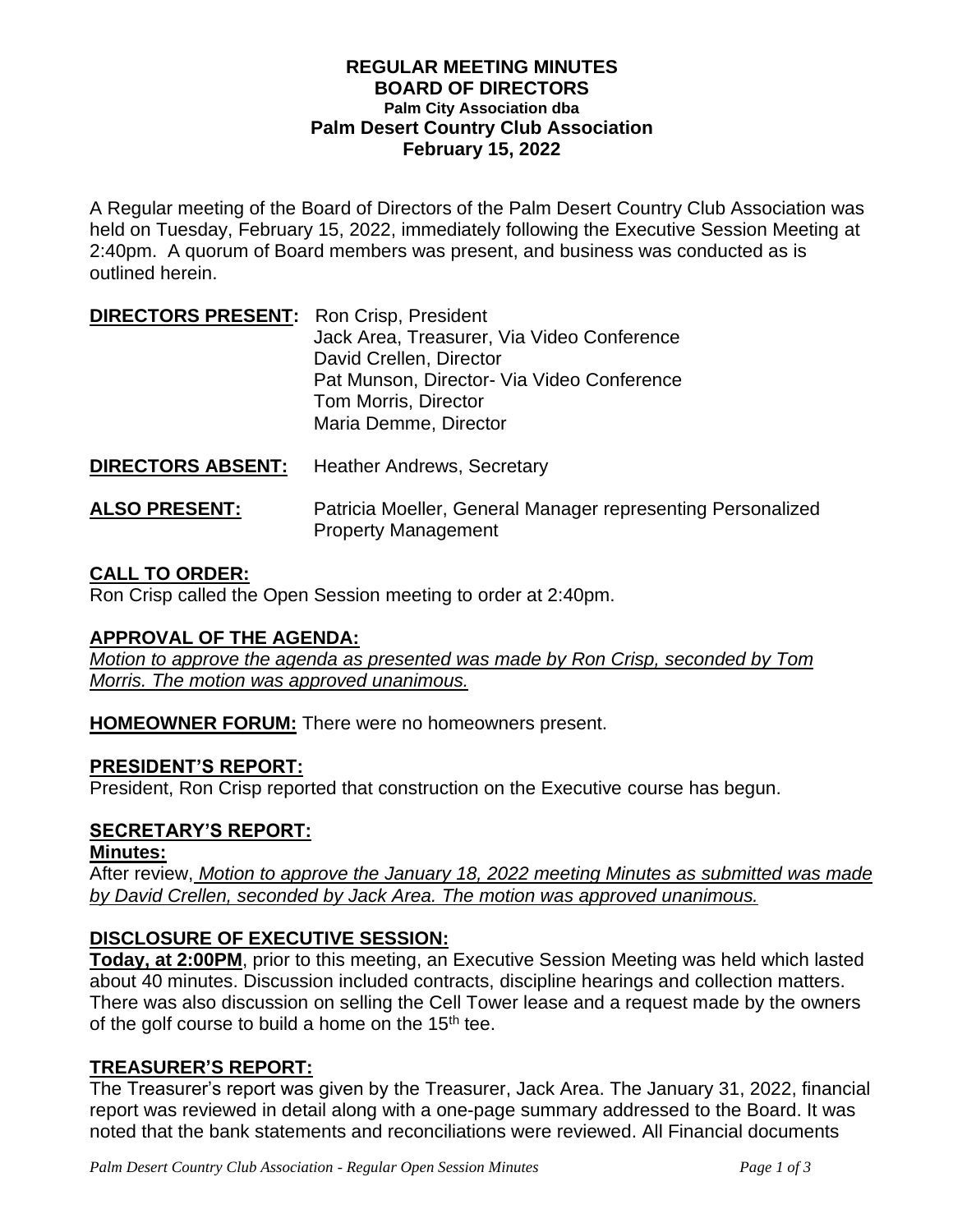**REGULAR MEETING MINUTES**
**BOARD OF DIRECTORS**
**Palm City Association dba**
**Palm Desert Country Club Association**
**February 15, 2022**

A Regular meeting of the Board of Directors of the Palm Desert Country Club Association was held on Tuesday, February 15, 2022, immediately following the Executive Session Meeting at 2:40pm. A quorum of Board members was present, and business was conducted as is outlined herein.

**DIRECTORS PRESENT:** Ron Crisp, President
Jack Area, Treasurer, Via Video Conference
David Crellen, Director
Pat Munson, Director- Via Video Conference
Tom Morris, Director
Maria Demme, Director

**DIRECTORS ABSENT:** Heather Andrews, Secretary

**ALSO PRESENT:** Patricia Moeller, General Manager representing Personalized Property Management

## CALL TO ORDER:

Ron Crisp called the Open Session meeting to order at 2:40pm.

## APPROVAL OF THE AGENDA:

*Motion to approve the agenda as presented was made by Ron Crisp, seconded by Tom Morris. The motion was approved unanimous.*

**HOMEOWNER FORUM:** There were no homeowners present.

## PRESIDENT'S REPORT:

President, Ron Crisp reported that construction on the Executive course has begun.

## SECRETARY'S REPORT:

**Minutes:**

After review, *Motion to approve the January 18, 2022 meeting Minutes as submitted was made by David Crellen, seconded by Jack Area. The motion was approved unanimous.*

## DISCLOSURE OF EXECUTIVE SESSION:

**Today, at 2:00PM**, prior to this meeting, an Executive Session Meeting was held which lasted about 40 minutes. Discussion included contracts, discipline hearings and collection matters. There was also discussion on selling the Cell Tower lease and a request made by the owners of the golf course to build a home on the 15th tee.

## TREASURER'S REPORT:

The Treasurer's report was given by the Treasurer, Jack Area. The January 31, 2022, financial report was reviewed in detail along with a one-page summary addressed to the Board. It was noted that the bank statements and reconciliations were reviewed. All Financial documents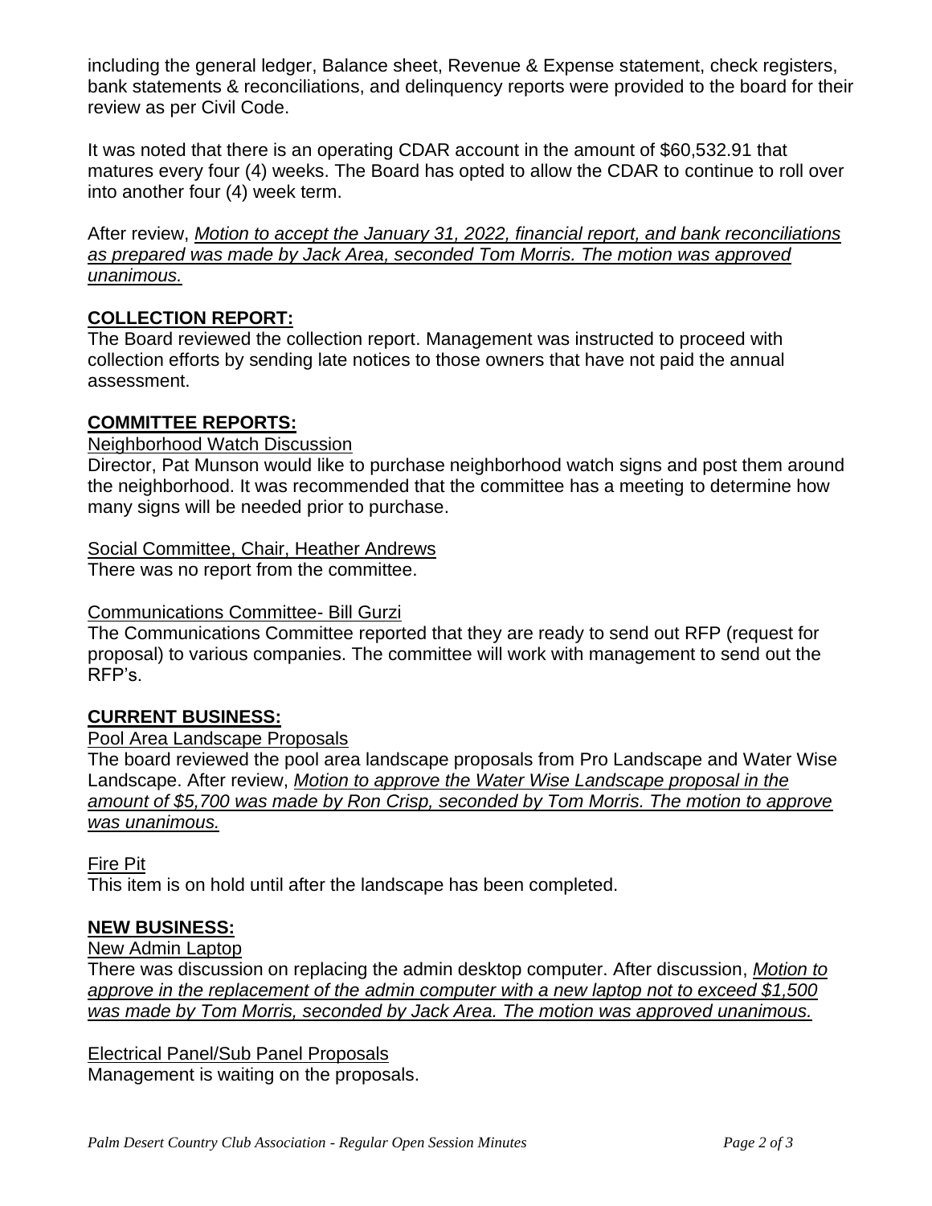including the general ledger, Balance sheet, Revenue & Expense statement, check registers, bank statements & reconciliations, and delinquency reports were provided to the board for their review as per Civil Code.

It was noted that there is an operating CDAR account in the amount of $60,532.91 that matures every four (4) weeks. The Board has opted to allow the CDAR to continue to roll over into another four (4) week term.

After review, *Motion to accept the January 31, 2022, financial report, and bank reconciliations as prepared was made by Jack Area, seconded Tom Morris. The motion was approved unanimous.*

## COLLECTION REPORT:

The Board reviewed the collection report. Management was instructed to proceed with collection efforts by sending late notices to those owners that have not paid the annual assessment.

## COMMITTEE REPORTS:

### Neighborhood Watch Discussion

Director, Pat Munson would like to purchase neighborhood watch signs and post them around the neighborhood. It was recommended that the committee has a meeting to determine how many signs will be needed prior to purchase.

### Social Committee, Chair, Heather Andrews

There was no report from the committee.

### Communications Committee- Bill Gurzi

The Communications Committee reported that they are ready to send out RFP (request for proposal) to various companies. The committee will work with management to send out the RFP's.

## CURRENT BUSINESS:

### Pool Area Landscape Proposals

The board reviewed the pool area landscape proposals from Pro Landscape and Water Wise Landscape. After review, *Motion to approve the Water Wise Landscape proposal in the amount of $5,700 was made by Ron Crisp, seconded by Tom Morris. The motion to approve was unanimous.*

### Fire Pit

This item is on hold until after the landscape has been completed.

## NEW BUSINESS:

### New Admin Laptop

There was discussion on replacing the admin desktop computer. After discussion, *Motion to approve in the replacement of the admin computer with a new laptop not to exceed $1,500 was made by Tom Morris, seconded by Jack Area. The motion was approved unanimous.*

### Electrical Panel/Sub Panel Proposals

Management is waiting on the proposals.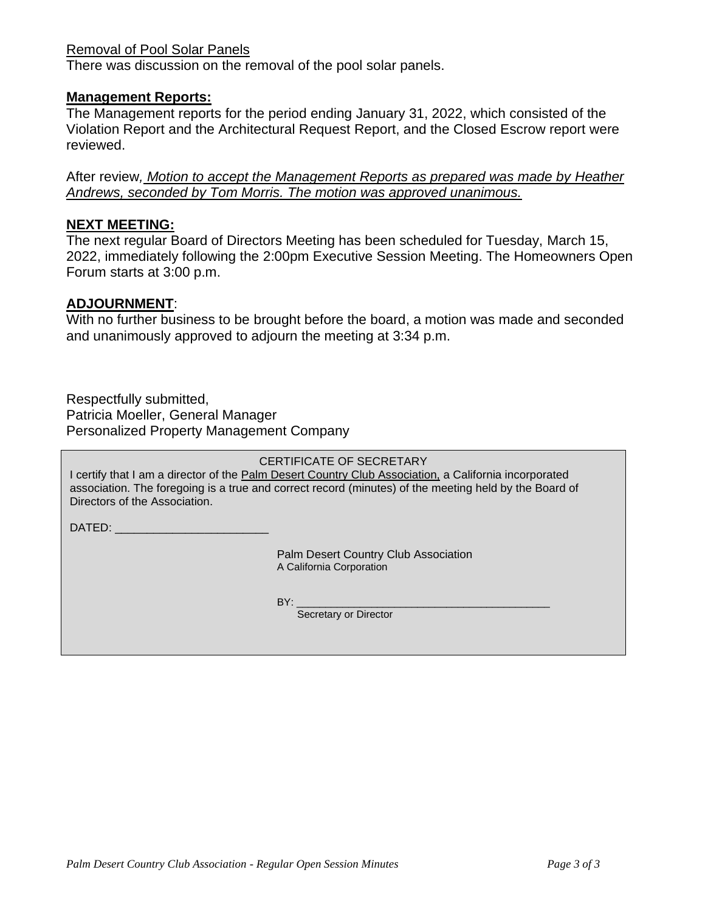Removal of Pool Solar Panels

There was discussion on the removal of the pool solar panels.

**Management Reports:**

The Management reports for the period ending January 31, 2022, which consisted of the Violation Report and the Architectural Request Report, and the Closed Escrow report were reviewed.

After review*, Motion to accept the Management Reports as prepared was made by Heather Andrews, seconded by Tom Morris. The motion was approved unanimous.*

**NEXT MEETING:**

The next regular Board of Directors Meeting has been scheduled for Tuesday, March 15, 2022, immediately following the 2:00pm Executive Session Meeting. The Homeowners Open Forum starts at 3:00 p.m.

**ADJOURNMENT**:

With no further business to be brought before the board, a motion was made and seconded and unanimously approved to adjourn the meeting at 3:34 p.m.

Respectfully submitted,
Patricia Moeller, General Manager
Personalized Property Management Company

CERTIFICATE OF SECRETARY

I certify that I am a director of the Palm Desert Country Club Association, a California incorporated association. The foregoing is a true and correct record (minutes) of the meeting held by the Board of Directors of the Association.

DATED: ________________________

Palm Desert Country Club Association
A California Corporation

BY: __________________________________________
Secretary or Director